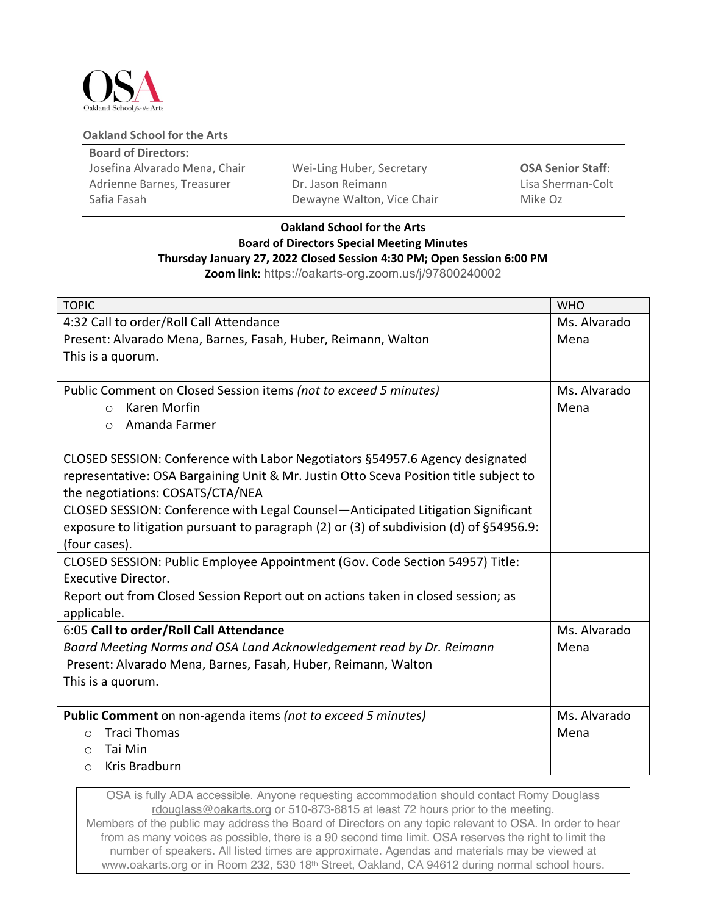Oakland School for the Arts

**Oakland School for the Arts**

**Board of Directors:**

Josefina Alvarado Mena, Chair
Adrienne Barnes, Treasurer
Safia Fasah
Wei-Ling Huber, Secretary
Dr. Jason Reimann
Dewayne Walton, Vice Chair

**OSA Senior Staff**:
Lisa Sherman-Colt
Mike Oz

**Oakland School for the Arts**
**Board of Directors Special Meeting Minutes**
**Thursday January 27, 2022 Closed Session 4:30 PM; Open Session 6:00 PM**
**Zoom link:** https://oakarts-org.zoom.us/j/97800240002

| TOPIC | WHO |
|---|---|
| 4:32 Call to order/Roll Call Attendance<br>Present: Alvarado Mena, Barnes, Fasah, Huber, Reimann, Walton<br>This is a quorum. | Ms. Alvarado Mena |
| Public Comment on Closed Session items *(not to exceed 5 minutes)*<br>○ Karen Morfin<br>○ Amanda Farmer | Ms. Alvarado Mena |
| CLOSED SESSION: Conference with Labor Negotiators §54957.6 Agency designated representative: OSA Bargaining Unit & Mr. Justin Otto Sceva Position title subject to the negotiations: COSATS/CTA/NEA | |
| CLOSED SESSION: Conference with Legal Counsel—Anticipated Litigation Significant exposure to litigation pursuant to paragraph (2) or (3) of subdivision (d) of §54956.9: (four cases). | |
| CLOSED SESSION: Public Employee Appointment (Gov. Code Section 54957) Title: Executive Director. | |
| Report out from Closed Session Report out on actions taken in closed session; as applicable. | |
| 6:05 **Call to order/Roll Call Attendance**<br>*Board Meeting Norms and OSA Land Acknowledgement read by Dr. Reimann*<br>Present: Alvarado Mena, Barnes, Fasah, Huber, Reimann, Walton<br>This is a quorum. | Ms. Alvarado Mena |
| **Public Comment** on non-agenda items *(not to exceed 5 minutes)*<br>○ Traci Thomas<br>○ Tai Min<br>○ Kris Bradburn | Ms. Alvarado Mena |

OSA is fully ADA accessible. Anyone requesting accommodation should contact Romy Douglass rdouglass@oakarts.org or 510-873-8815 at least 72 hours prior to the meeting.
Members of the public may address the Board of Directors on any topic relevant to OSA. In order to hear from as many voices as possible, there is a 90 second time limit. OSA reserves the right to limit the number of speakers. All listed times are approximate. Agendas and materials may be viewed at www.oakarts.org or in Room 232, 530 18th Street, Oakland, CA 94612 during normal school hours.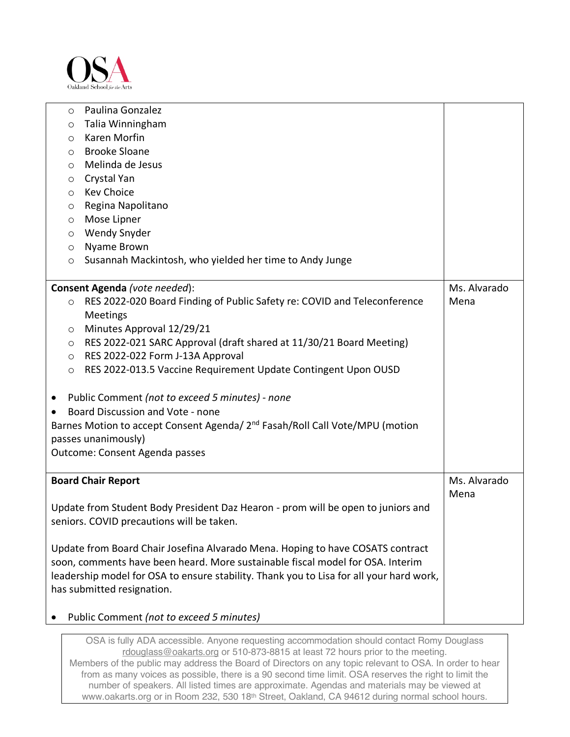| | |
|---|---|
| ○ Paulina Gonzalez<br>○ Talia Winningham<br>○ Karen Morfin<br>○ Brooke Sloane<br>○ Melinda de Jesus<br>○ Crystal Yan<br>○ Kev Choice<br>○ Regina Napolitano<br>○ Mose Lipner<br>○ Wendy Snyder<br>○ Nyame Brown<br>○ Susannah Mackintosh, who yielded her time to Andy Junge | |
| **Consent Agenda** *(vote needed)*:<br>○ RES 2022-020 Board Finding of Public Safety re: COVID and Teleconference Meetings<br>○ Minutes Approval 12/29/21<br>○ RES 2022-021 SARC Approval (draft shared at 11/30/21 Board Meeting)<br>○ RES 2022-022 Form J-13A Approval<br>○ RES 2022-013.5 Vaccine Requirement Update Contingent Upon OUSD<br><br>• Public Comment *(not to exceed 5 minutes) - none*<br>• Board Discussion and Vote - none<br>Barnes Motion to accept Consent Agenda/ 2nd Fasah/Roll Call Vote/MPU (motion passes unanimously)<br>Outcome: Consent Agenda passes | Ms. Alvarado Mena |
| **Board Chair Report**<br><br>Update from Student Body President Daz Hearon - prom will be open to juniors and seniors. COVID precautions will be taken.<br><br>Update from Board Chair Josefina Alvarado Mena. Hoping to have COSATS contract soon, comments have been heard. More sustainable fiscal model for OSA. Interim leadership model for OSA to ensure stability. Thank you to Lisa for all your hard work, has submitted resignation.<br><br>• Public Comment *(not to exceed 5 minutes)* | Ms. Alvarado Mena |

OSA is fully ADA accessible. Anyone requesting accommodation should contact Romy Douglass rdouglass@oakarts.org or 510-873-8815 at least 72 hours prior to the meeting. Members of the public may address the Board of Directors on any topic relevant to OSA. In order to hear from as many voices as possible, there is a 90 second time limit. OSA reserves the right to limit the number of speakers. All listed times are approximate. Agendas and materials may be viewed at www.oakarts.org or in Room 232, 530 18th Street, Oakland, CA 94612 during normal school hours.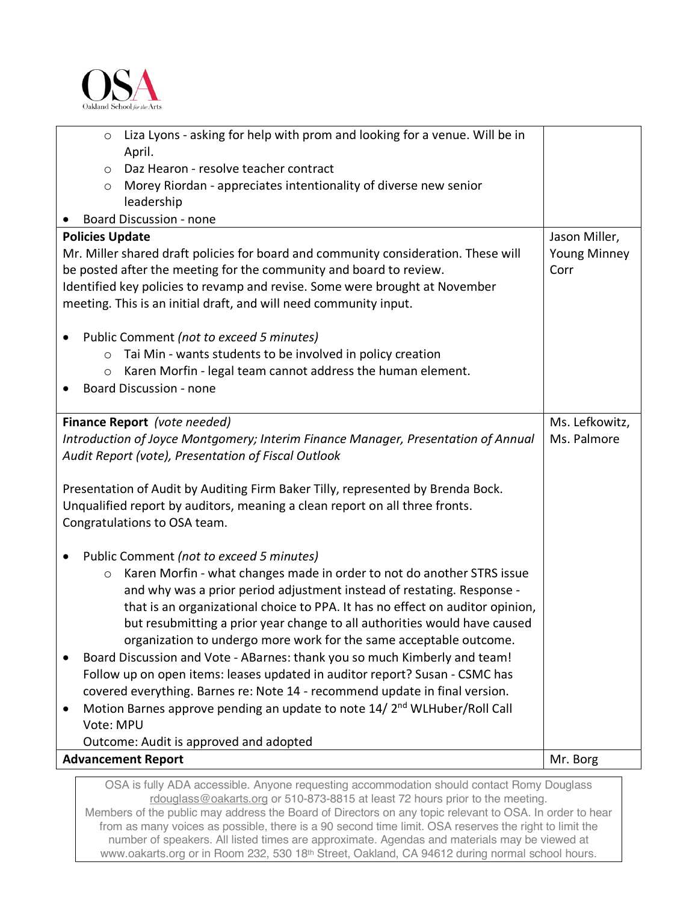| | |
|---|---|
| ◦ Liza Lyons - asking for help with prom and looking for a venue. Will be in April.<br>◦ Daz Hearon - resolve teacher contract<br>◦ Morey Riordan - appreciates intentionality of diverse new senior leadership<br>• Board Discussion - none | |
| **Policies Update**<br>Mr. Miller shared draft policies for board and community consideration. These will be posted after the meeting for the community and board to review.<br>Identified key policies to revamp and revise. Some were brought at November meeting. This is an initial draft, and will need community input.<br><br>• Public Comment *(not to exceed 5 minutes)*<br>◦ Tai Min - wants students to be involved in policy creation<br>◦ Karen Morfin - legal team cannot address the human element.<br>• Board Discussion - none | Jason Miller, Young Minney Corr |
| **Finance Report** *(vote needed)*<br>*Introduction of Joyce Montgomery; Interim Finance Manager, Presentation of Annual Audit Report (vote), Presentation of Fiscal Outlook*<br><br>Presentation of Audit by Auditing Firm Baker Tilly, represented by Brenda Bock. Unqualified report by auditors, meaning a clean report on all three fronts. Congratulations to OSA team.<br><br>• Public Comment *(not to exceed 5 minutes)*<br>◦ Karen Morfin - what changes made in order to not do another STRS issue and why was a prior period adjustment instead of restating. Response - that is an organizational choice to PPA. It has no effect on auditor opinion, but resubmitting a prior year change to all authorities would have caused organization to undergo more work for the same acceptable outcome.<br>• Board Discussion and Vote - ABarnes: thank you so much Kimberly and team! Follow up on open items: leases updated in auditor report? Susan - CSMC has covered everything. Barnes re: Note 14 - recommend update in final version.<br>• Motion Barnes approve pending an update to note 14/ 2nd WLHuber/Roll Call Vote: MPU<br>Outcome: Audit is approved and adopted | Ms. Lefkowitz, Ms. Palmore |
| **Advancement Report** | Mr. Borg |

OSA is fully ADA accessible. Anyone requesting accommodation should contact Romy Douglass rdouglass@oakarts.org or 510-873-8815 at least 72 hours prior to the meeting.
Members of the public may address the Board of Directors on any topic relevant to OSA. In order to hear from as many voices as possible, there is a 90 second time limit. OSA reserves the right to limit the number of speakers. All listed times are approximate. Agendas and materials may be viewed at www.oakarts.org or in Room 232, 530 18th Street, Oakland, CA 94612 during normal school hours.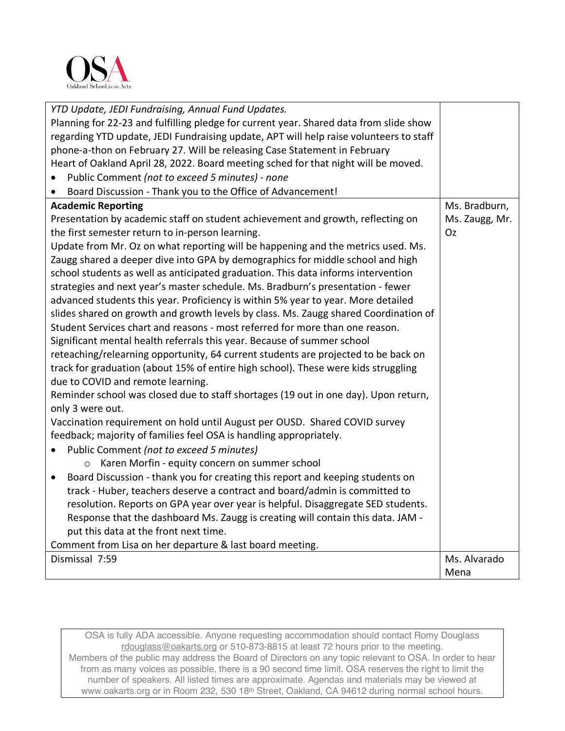| | |
|---|---|
| *YTD Update, JEDI Fundraising, Annual Fund Updates.*<br>Planning for 22-23 and fulfilling pledge for current year. Shared data from slide show regarding YTD update, JEDI Fundraising update, APT will help raise volunteers to staff phone-a-thon on February 27. Will be releasing Case Statement in February<br>Heart of Oakland April 28, 2022. Board meeting sched for that night will be moved.<br>• Public Comment *(not to exceed 5 minutes) - none*<br>• Board Discussion - Thank you to the Office of Advancement! | |
| **Academic Reporting**<br>Presentation by academic staff on student achievement and growth, reflecting on the first semester return to in-person learning.<br>Update from Mr. Oz on what reporting will be happening and the metrics used. Ms. Zaugg shared a deeper dive into GPA by demographics for middle school and high school students as well as anticipated graduation. This data informs intervention strategies and next year's master schedule. Ms. Bradburn's presentation - fewer advanced students this year. Proficiency is within 5% year to year. More detailed slides shared on growth and growth levels by class. Ms. Zaugg shared Coordination of Student Services chart and reasons - most referred for more than one reason. Significant mental health referrals this year. Because of summer school reteaching/relearning opportunity, 64 current students are projected to be back on track for graduation (about 15% of entire high school). These were kids struggling due to COVID and remote learning.<br>Reminder school was closed due to staff shortages (19 out in one day). Upon return, only 3 were out.<br>Vaccination requirement on hold until August per OUSD. Shared COVID survey feedback; majority of families feel OSA is handling appropriately.<br>• Public Comment *(not to exceed 5 minutes)*<br>&nbsp;&nbsp;&nbsp;&nbsp;○ Karen Morfin - equity concern on summer school<br>• Board Discussion - thank you for creating this report and keeping students on track - Huber, teachers deserve a contract and board/admin is committed to resolution. Reports on GPA year over year is helpful. Disaggregate SED students. Response that the dashboard Ms. Zaugg is creating will contain this data. JAM - put this data at the front next time.<br>Comment from Lisa on her departure & last board meeting. | Ms. Bradburn, Ms. Zaugg, Mr. Oz |
| Dismissal 7:59 | Ms. Alvarado Mena |

OSA is fully ADA accessible. Anyone requesting accommodation should contact Romy Douglass rdouglass@oakarts.org or 510-873-8815 at least 72 hours prior to the meeting.
Members of the public may address the Board of Directors on any topic relevant to OSA. In order to hear from as many voices as possible, there is a 90 second time limit. OSA reserves the right to limit the number of speakers. All listed times are approximate. Agendas and materials may be viewed at www.oakarts.org or in Room 232, 530 18th Street, Oakland, CA 94612 during normal school hours.